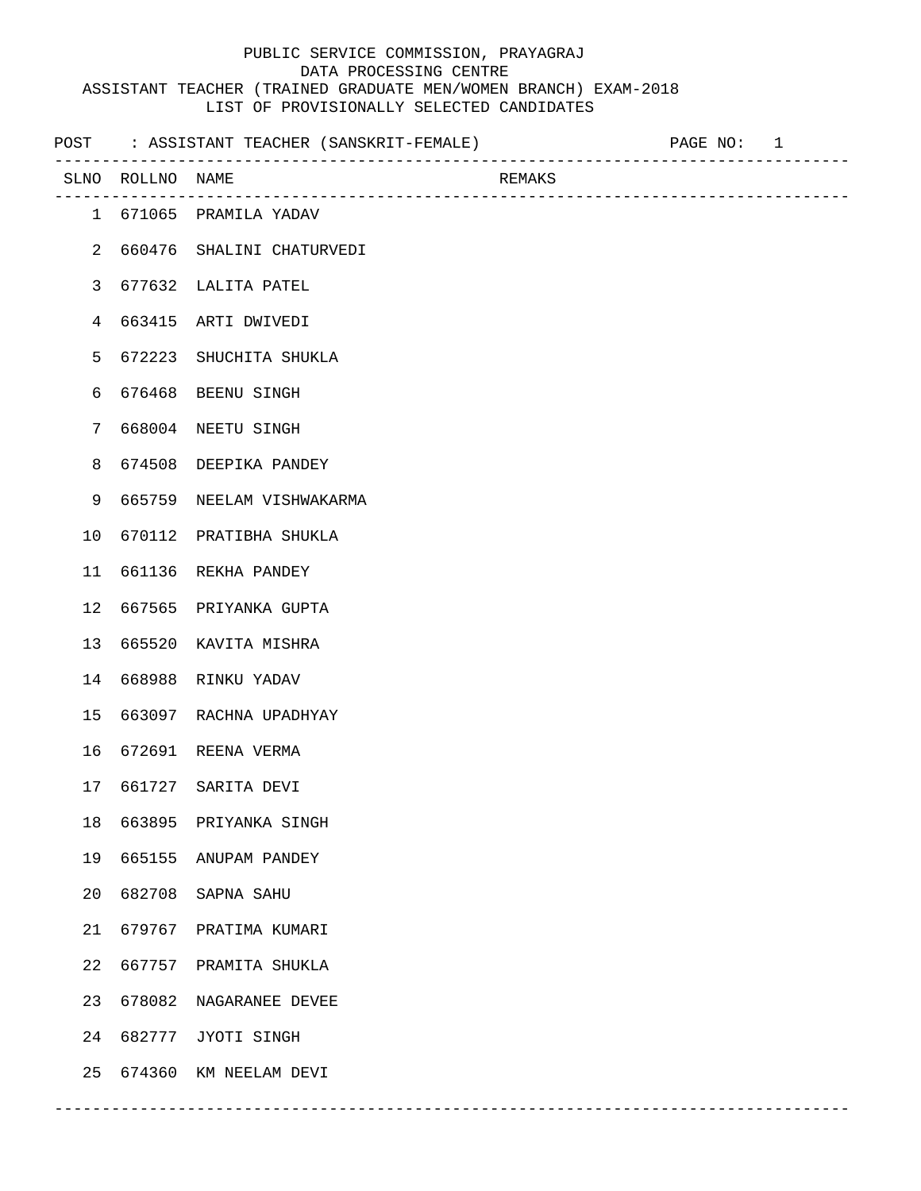PUBLIC SERVICE COMMISSION, PRAYAGRAJ
DATA PROCESSING CENTRE
ASSISTANT TEACHER (TRAINED GRADUATE MEN/WOMEN BRANCH) EXAM-2018
LIST OF PROVISIONALLY SELECTED CANDIDATES

POST : ASSISTANT TEACHER (SANSKRIT-FEMALE)

| SLNO | ROLLNO | NAME | REMAKS |
|---|---|---|---|
| 1 | 671065 | PRAMILA YADAV | |
| 2 | 660476 | SHALINI CHATURVEDI | |
| 3 | 677632 | LALITA PATEL | |
| 4 | 663415 | ARTI DWIVEDI | |
| 5 | 672223 | SHUCHITA SHUKLA | |
| 6 | 676468 | BEENU SINGH | |
| 7 | 668004 | NEETU SINGH | |
| 8 | 674508 | DEEPIKA PANDEY | |
| 9 | 665759 | NEELAM VISHWAKARMA | |
| 10 | 670112 | PRATIBHA SHUKLA | |
| 11 | 661136 | REKHA PANDEY | |
| 12 | 667565 | PRIYANKA GUPTA | |
| 13 | 665520 | KAVITA MISHRA | |
| 14 | 668988 | RINKU YADAV | |
| 15 | 663097 | RACHNA UPADHYAY | |
| 16 | 672691 | REENA VERMA | |
| 17 | 661727 | SARITA DEVI | |
| 18 | 663895 | PRIYANKA SINGH | |
| 19 | 665155 | ANUPAM PANDEY | |
| 20 | 682708 | SAPNA SAHU | |
| 21 | 679767 | PRATIMA KUMARI | |
| 22 | 667757 | PRAMITA SHUKLA | |
| 23 | 678082 | NAGARANEE DEVEE | |
| 24 | 682777 | JYOTI SINGH | |
| 25 | 674360 | KM NEELAM DEVI | |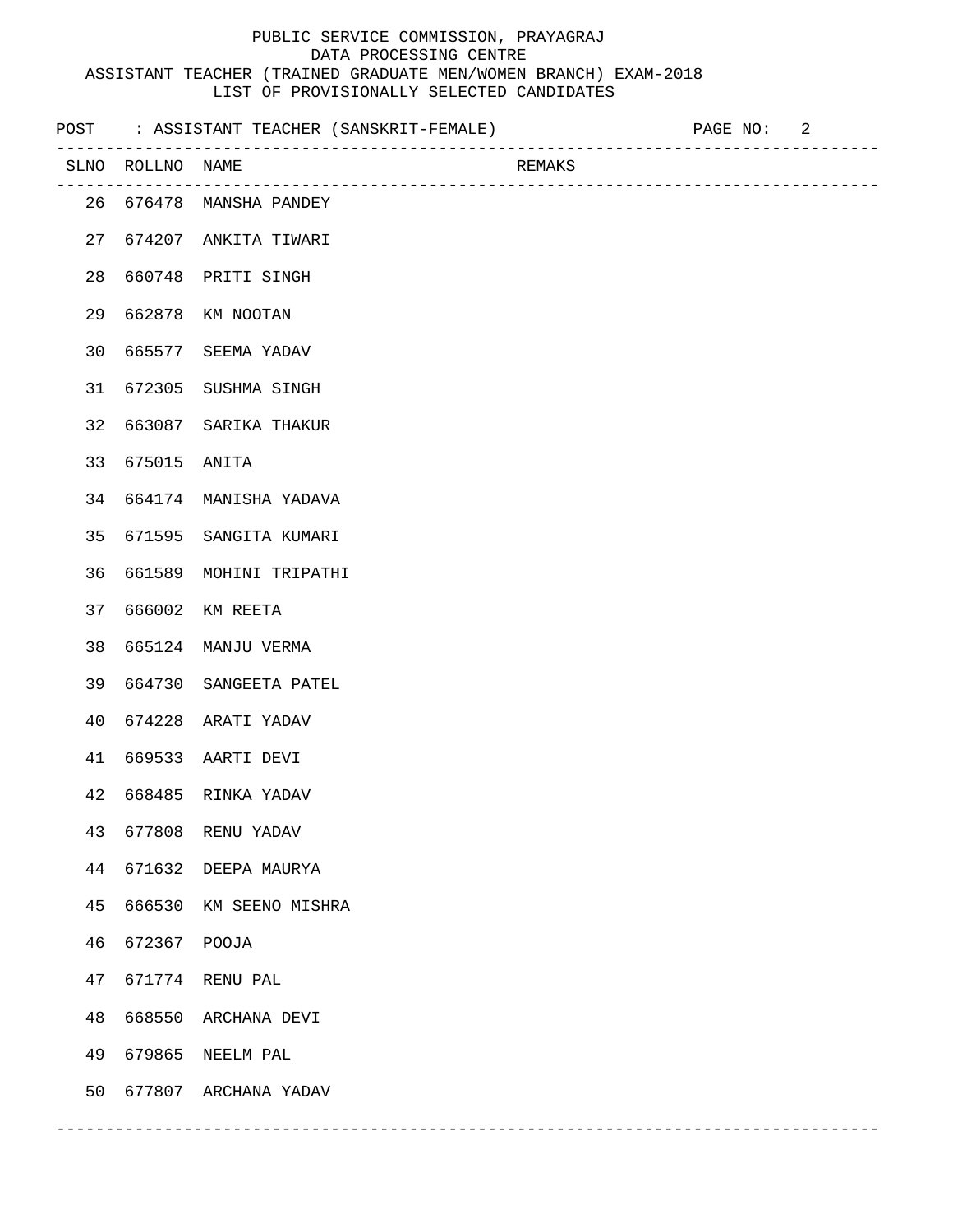PUBLIC SERVICE COMMISSION, PRAYAGRAJ
DATA PROCESSING CENTRE
ASSISTANT TEACHER (TRAINED GRADUATE MEN/WOMEN BRANCH) EXAM-2018
LIST OF PROVISIONALLY SELECTED CANDIDATES

POST : ASSISTANT TEACHER (SANSKRIT-FEMALE)

| SLNO | ROLLNO | NAME | REMAKS |
|---|---|---|---|
| 26 | 676478 | MANSHA PANDEY | |
| 27 | 674207 | ANKITA TIWARI | |
| 28 | 660748 | PRITI SINGH | |
| 29 | 662878 | KM NOOTAN | |
| 30 | 665577 | SEEMA YADAV | |
| 31 | 672305 | SUSHMA SINGH | |
| 32 | 663087 | SARIKA THAKUR | |
| 33 | 675015 | ANITA | |
| 34 | 664174 | MANISHA YADAVA | |
| 35 | 671595 | SANGITA KUMARI | |
| 36 | 661589 | MOHINI TRIPATHI | |
| 37 | 666002 | KM REETA | |
| 38 | 665124 | MANJU VERMA | |
| 39 | 664730 | SANGEETA PATEL | |
| 40 | 674228 | ARATI YADAV | |
| 41 | 669533 | AARTI DEVI | |
| 42 | 668485 | RINKA YADAV | |
| 43 | 677808 | RENU YADAV | |
| 44 | 671632 | DEEPA MAURYA | |
| 45 | 666530 | KM SEENO MISHRA | |
| 46 | 672367 | POOJA | |
| 47 | 671774 | RENU PAL | |
| 48 | 668550 | ARCHANA DEVI | |
| 49 | 679865 | NEELM PAL | |
| 50 | 677807 | ARCHANA YADAV | |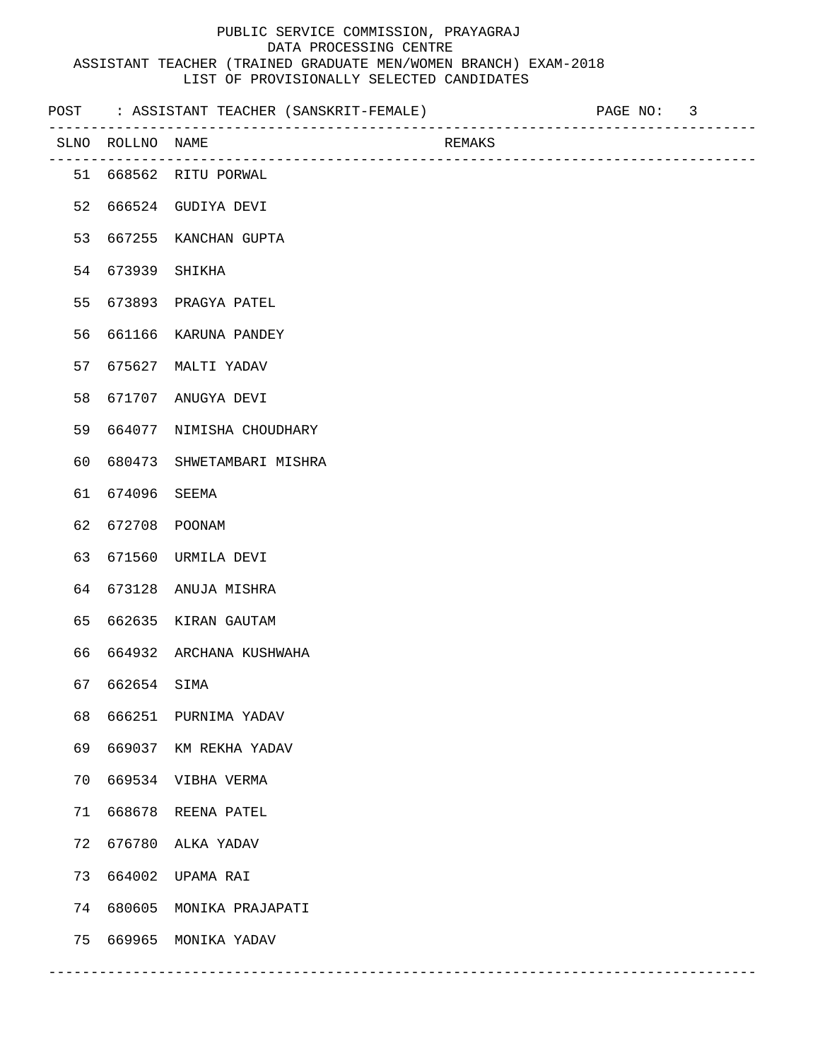PUBLIC SERVICE COMMISSION, PRAYAGRAJ

DATA PROCESSING CENTRE

ASSISTANT TEACHER (TRAINED GRADUATE MEN/WOMEN BRANCH) EXAM-2018

LIST OF PROVISIONALLY SELECTED CANDIDATES

POST : ASSISTANT TEACHER (SANSKRIT-FEMALE)

| SLNO | ROLLNO | NAME | REMAKS |
|---|---|---|---|
| 51 | 668562 | RITU PORWAL | |
| 52 | 666524 | GUDIYA DEVI | |
| 53 | 667255 | KANCHAN GUPTA | |
| 54 | 673939 | SHIKHA | |
| 55 | 673893 | PRAGYA PATEL | |
| 56 | 661166 | KARUNA PANDEY | |
| 57 | 675627 | MALTI YADAV | |
| 58 | 671707 | ANUGYA DEVI | |
| 59 | 664077 | NIMISHA CHOUDHARY | |
| 60 | 680473 | SHWETAMBARI MISHRA | |
| 61 | 674096 | SEEMA | |
| 62 | 672708 | POONAM | |
| 63 | 671560 | URMILA DEVI | |
| 64 | 673128 | ANUJA MISHRA | |
| 65 | 662635 | KIRAN GAUTAM | |
| 66 | 664932 | ARCHANA KUSHWAHA | |
| 67 | 662654 | SIMA | |
| 68 | 666251 | PURNIMA YADAV | |
| 69 | 669037 | KM REKHA YADAV | |
| 70 | 669534 | VIBHA VERMA | |
| 71 | 668678 | REENA PATEL | |
| 72 | 676780 | ALKA YADAV | |
| 73 | 664002 | UPAMA RAI | |
| 74 | 680605 | MONIKA PRAJAPATI | |
| 75 | 669965 | MONIKA YADAV | |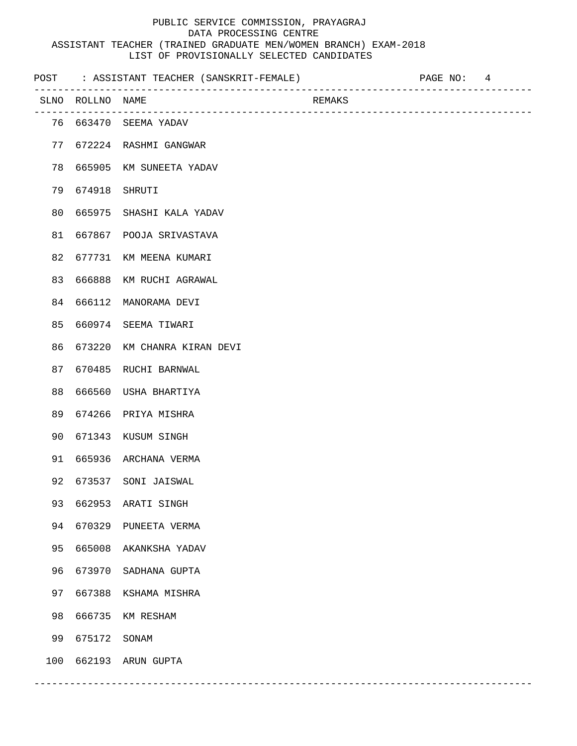PUBLIC SERVICE COMMISSION, PRAYAGRAJ
DATA PROCESSING CENTRE
ASSISTANT TEACHER (TRAINED GRADUATE MEN/WOMEN BRANCH) EXAM-2018
LIST OF PROVISIONALLY SELECTED CANDIDATES

POST : ASSISTANT TEACHER (SANSKRIT-FEMALE)

| SLNO | ROLLNO | NAME | REMAKS |
|---|---|---|---|
| 76 | 663470 | SEEMA YADAV | |
| 77 | 672224 | RASHMI GANGWAR | |
| 78 | 665905 | KM SUNEETA YADAV | |
| 79 | 674918 | SHRUTI | |
| 80 | 665975 | SHASHI KALA YADAV | |
| 81 | 667867 | POOJA SRIVASTAVA | |
| 82 | 677731 | KM MEENA KUMARI | |
| 83 | 666888 | KM RUCHI AGRAWAL | |
| 84 | 666112 | MANORAMA DEVI | |
| 85 | 660974 | SEEMA TIWARI | |
| 86 | 673220 | KM CHANRA KIRAN DEVI | |
| 87 | 670485 | RUCHI BARNWAL | |
| 88 | 666560 | USHA BHARTIYA | |
| 89 | 674266 | PRIYA MISHRA | |
| 90 | 671343 | KUSUM SINGH | |
| 91 | 665936 | ARCHANA VERMA | |
| 92 | 673537 | SONI JAISWAL | |
| 93 | 662953 | ARATI SINGH | |
| 94 | 670329 | PUNEETA VERMA | |
| 95 | 665008 | AKANKSHA YADAV | |
| 96 | 673970 | SADHANA GUPTA | |
| 97 | 667388 | KSHAMA MISHRA | |
| 98 | 666735 | KM RESHAM | |
| 99 | 675172 | SONAM | |
| 100 | 662193 | ARUN GUPTA | |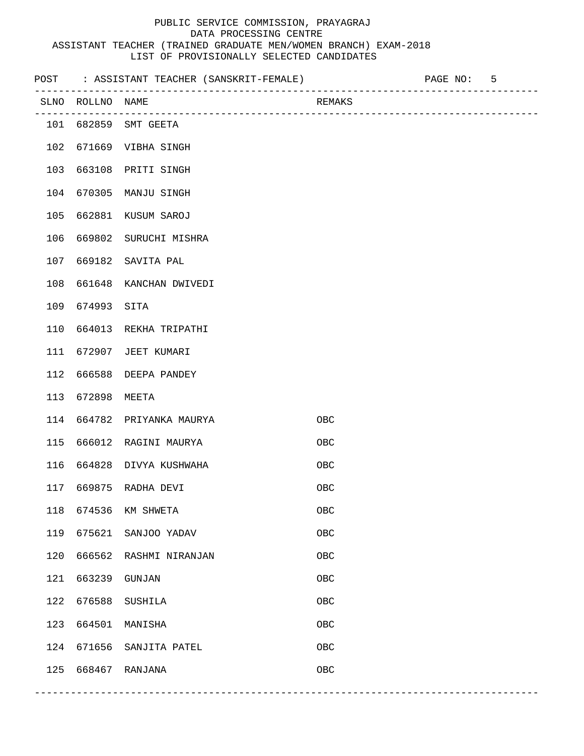PUBLIC SERVICE COMMISSION, PRAYAGRAJ
DATA PROCESSING CENTRE
ASSISTANT TEACHER (TRAINED GRADUATE MEN/WOMEN BRANCH) EXAM-2018
LIST OF PROVISIONALLY SELECTED CANDIDATES

POST : ASSISTANT TEACHER (SANSKRIT-FEMALE)

| SLNO | ROLLNO | NAME | REMAKS |
|---|---|---|---|
| 101 | 682859 | SMT GEETA | |
| 102 | 671669 | VIBHA SINGH | |
| 103 | 663108 | PRITI SINGH | |
| 104 | 670305 | MANJU SINGH | |
| 105 | 662881 | KUSUM SAROJ | |
| 106 | 669802 | SURUCHI MISHRA | |
| 107 | 669182 | SAVITA PAL | |
| 108 | 661648 | KANCHAN DWIVEDI | |
| 109 | 674993 | SITA | |
| 110 | 664013 | REKHA TRIPATHI | |
| 111 | 672907 | JEET KUMARI | |
| 112 | 666588 | DEEPA PANDEY | |
| 113 | 672898 | MEETA | |
| 114 | 664782 | PRIYANKA MAURYA | OBC |
| 115 | 666012 | RAGINI MAURYA | OBC |
| 116 | 664828 | DIVYA KUSHWAHA | OBC |
| 117 | 669875 | RADHA DEVI | OBC |
| 118 | 674536 | KM SHWETA | OBC |
| 119 | 675621 | SANJOO YADAV | OBC |
| 120 | 666562 | RASHMI NIRANJAN | OBC |
| 121 | 663239 | GUNJAN | OBC |
| 122 | 676588 | SUSHILA | OBC |
| 123 | 664501 | MANISHA | OBC |
| 124 | 671656 | SANJITA PATEL | OBC |
| 125 | 668467 | RANJANA | OBC |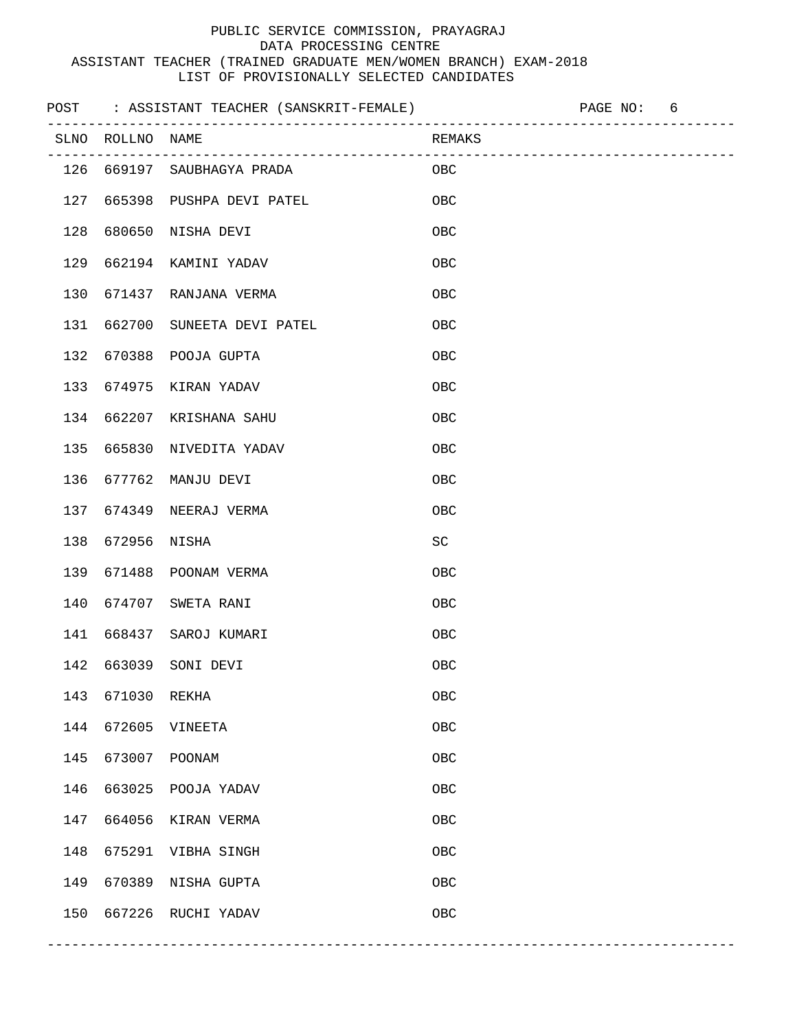PUBLIC SERVICE COMMISSION, PRAYAGRAJ
DATA PROCESSING CENTRE
ASSISTANT TEACHER (TRAINED GRADUATE MEN/WOMEN BRANCH) EXAM-2018
LIST OF PROVISIONALLY SELECTED CANDIDATES

POST : ASSISTANT TEACHER (SANSKRIT-FEMALE)

| SLNO | ROLLNO | NAME | REMAKS |
|---|---|---|---|
| 126 | 669197 | SAUBHAGYA PRADA | OBC |
| 127 | 665398 | PUSHPA DEVI PATEL | OBC |
| 128 | 680650 | NISHA DEVI | OBC |
| 129 | 662194 | KAMINI YADAV | OBC |
| 130 | 671437 | RANJANA VERMA | OBC |
| 131 | 662700 | SUNEETA DEVI PATEL | OBC |
| 132 | 670388 | POOJA GUPTA | OBC |
| 133 | 674975 | KIRAN YADAV | OBC |
| 134 | 662207 | KRISHANA SAHU | OBC |
| 135 | 665830 | NIVEDITA YADAV | OBC |
| 136 | 677762 | MANJU DEVI | OBC |
| 137 | 674349 | NEERAJ VERMA | OBC |
| 138 | 672956 | NISHA | SC |
| 139 | 671488 | POONAM VERMA | OBC |
| 140 | 674707 | SWETA RANI | OBC |
| 141 | 668437 | SAROJ KUMARI | OBC |
| 142 | 663039 | SONI DEVI | OBC |
| 143 | 671030 | REKHA | OBC |
| 144 | 672605 | VINEETA | OBC |
| 145 | 673007 | POONAM | OBC |
| 146 | 663025 | POOJA YADAV | OBC |
| 147 | 664056 | KIRAN VERMA | OBC |
| 148 | 675291 | VIBHA SINGH | OBC |
| 149 | 670389 | NISHA GUPTA | OBC |
| 150 | 667226 | RUCHI YADAV | OBC |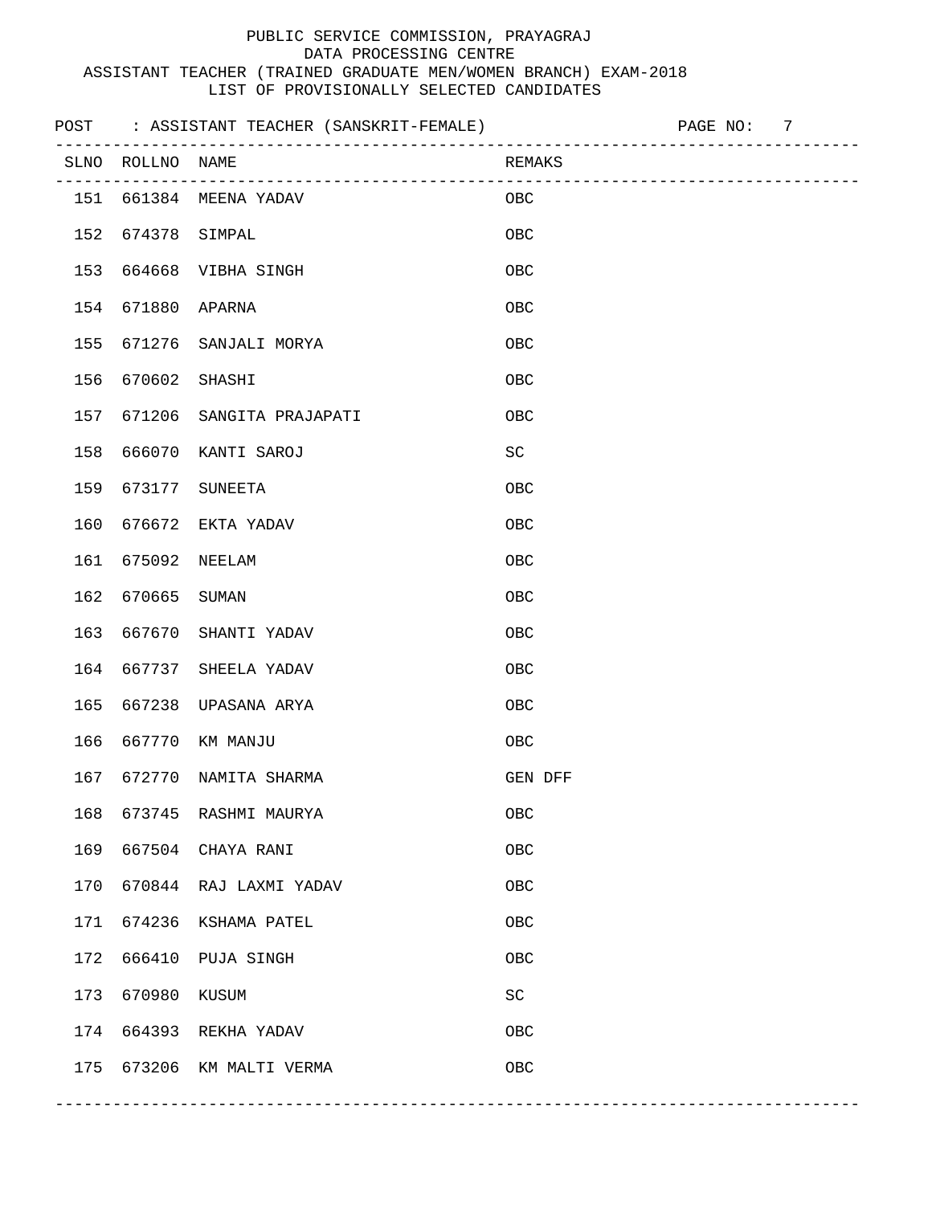PUBLIC SERVICE COMMISSION, PRAYAGRAJ
DATA PROCESSING CENTRE
ASSISTANT TEACHER (TRAINED GRADUATE MEN/WOMEN BRANCH) EXAM-2018
LIST OF PROVISIONALLY SELECTED CANDIDATES

POST : ASSISTANT TEACHER (SANSKRIT-FEMALE)

| SLNO | ROLLNO | NAME | REMAKS |
|---|---|---|---|
| 151 | 661384 | MEENA YADAV | OBC |
| 152 | 674378 | SIMPAL | OBC |
| 153 | 664668 | VIBHA SINGH | OBC |
| 154 | 671880 | APARNA | OBC |
| 155 | 671276 | SANJALI MORYA | OBC |
| 156 | 670602 | SHASHI | OBC |
| 157 | 671206 | SANGITA PRAJAPATI | OBC |
| 158 | 666070 | KANTI SAROJ | SC |
| 159 | 673177 | SUNEETA | OBC |
| 160 | 676672 | EKTA YADAV | OBC |
| 161 | 675092 | NEELAM | OBC |
| 162 | 670665 | SUMAN | OBC |
| 163 | 667670 | SHANTI YADAV | OBC |
| 164 | 667737 | SHEELA YADAV | OBC |
| 165 | 667238 | UPASANA ARYA | OBC |
| 166 | 667770 | KM MANJU | OBC |
| 167 | 672770 | NAMITA SHARMA | GEN DFF |
| 168 | 673745 | RASHMI MAURYA | OBC |
| 169 | 667504 | CHAYA RANI | OBC |
| 170 | 670844 | RAJ LAXMI YADAV | OBC |
| 171 | 674236 | KSHAMA PATEL | OBC |
| 172 | 666410 | PUJA SINGH | OBC |
| 173 | 670980 | KUSUM | SC |
| 174 | 664393 | REKHA YADAV | OBC |
| 175 | 673206 | KM MALTI VERMA | OBC |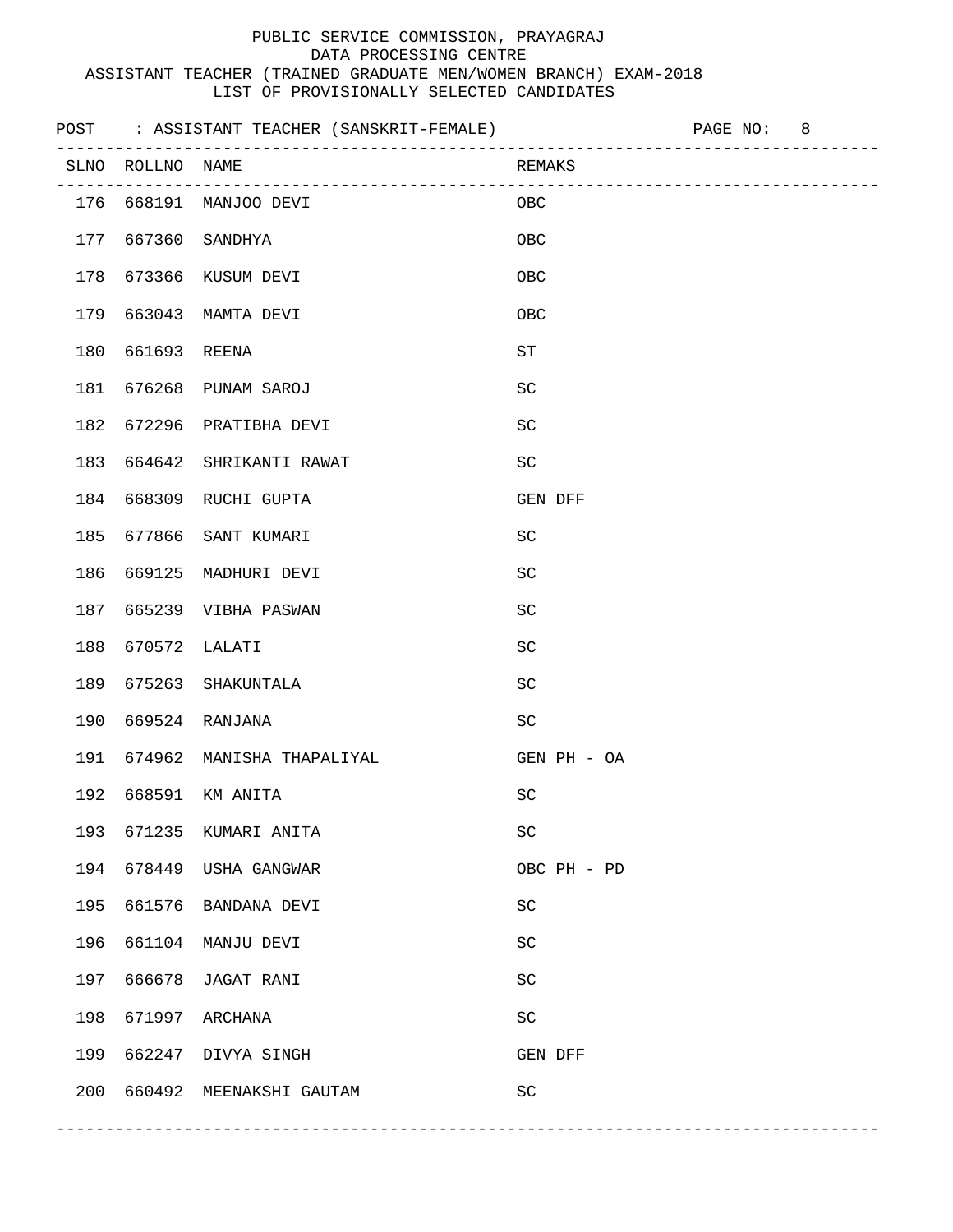PUBLIC SERVICE COMMISSION, PRAYAGRAJ
DATA PROCESSING CENTRE
ASSISTANT TEACHER (TRAINED GRADUATE MEN/WOMEN BRANCH) EXAM-2018
LIST OF PROVISIONALLY SELECTED CANDIDATES

POST : ASSISTANT TEACHER (SANSKRIT-FEMALE)

| SLNO | ROLLNO | NAME | REMAKS |
|---|---|---|---|
| 176 | 668191 | MANJOO DEVI | OBC |
| 177 | 667360 | SANDHYA | OBC |
| 178 | 673366 | KUSUM DEVI | OBC |
| 179 | 663043 | MAMTA DEVI | OBC |
| 180 | 661693 | REENA | ST |
| 181 | 676268 | PUNAM SAROJ | SC |
| 182 | 672296 | PRATIBHA DEVI | SC |
| 183 | 664642 | SHRIKANTI RAWAT | SC |
| 184 | 668309 | RUCHI GUPTA | GEN DFF |
| 185 | 677866 | SANT KUMARI | SC |
| 186 | 669125 | MADHURI DEVI | SC |
| 187 | 665239 | VIBHA PASWAN | SC |
| 188 | 670572 | LALATI | SC |
| 189 | 675263 | SHAKUNTALA | SC |
| 190 | 669524 | RANJANA | SC |
| 191 | 674962 | MANISHA THAPALIYAL | GEN PH - OA |
| 192 | 668591 | KM ANITA | SC |
| 193 | 671235 | KUMARI ANITA | SC |
| 194 | 678449 | USHA GANGWAR | OBC PH - PD |
| 195 | 661576 | BANDANA DEVI | SC |
| 196 | 661104 | MANJU DEVI | SC |
| 197 | 666678 | JAGAT RANI | SC |
| 198 | 671997 | ARCHANA | SC |
| 199 | 662247 | DIVYA SINGH | GEN DFF |
| 200 | 660492 | MEENAKSHI GAUTAM | SC |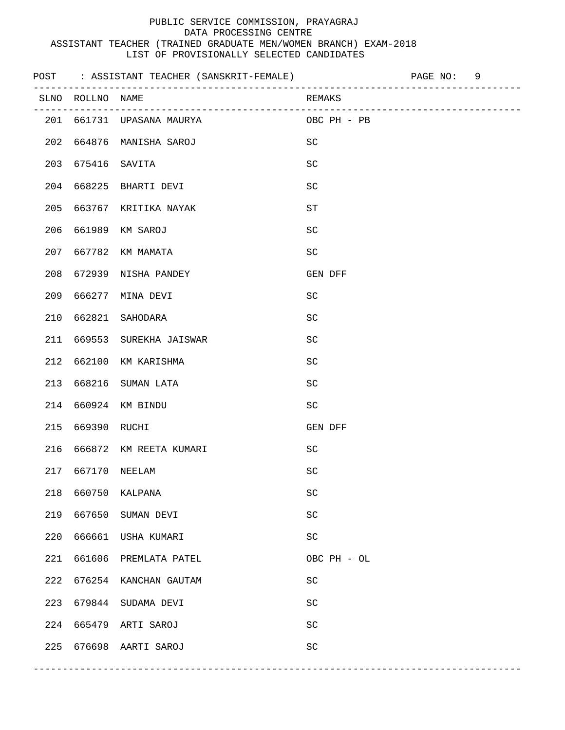PUBLIC SERVICE COMMISSION, PRAYAGRAJ
DATA PROCESSING CENTRE
ASSISTANT TEACHER (TRAINED GRADUATE MEN/WOMEN BRANCH) EXAM-2018
LIST OF PROVISIONALLY SELECTED CANDIDATES

POST : ASSISTANT TEACHER (SANSKRIT-FEMALE)

| SLNO | ROLLNO | NAME | REMAKS |
|---|---|---|---|
| 201 | 661731 | UPASANA MAURYA | OBC PH - PB |
| 202 | 664876 | MANISHA SAROJ | SC |
| 203 | 675416 | SAVITA | SC |
| 204 | 668225 | BHARTI DEVI | SC |
| 205 | 663767 | KRITIKA NAYAK | ST |
| 206 | 661989 | KM SAROJ | SC |
| 207 | 667782 | KM MAMATA | SC |
| 208 | 672939 | NISHA PANDEY | GEN DFF |
| 209 | 666277 | MINA DEVI | SC |
| 210 | 662821 | SAHODARA | SC |
| 211 | 669553 | SUREKHA JAISWAR | SC |
| 212 | 662100 | KM KARISHMA | SC |
| 213 | 668216 | SUMAN LATA | SC |
| 214 | 660924 | KM BINDU | SC |
| 215 | 669390 | RUCHI | GEN DFF |
| 216 | 666872 | KM REETA KUMARI | SC |
| 217 | 667170 | NEELAM | SC |
| 218 | 660750 | KALPANA | SC |
| 219 | 667650 | SUMAN DEVI | SC |
| 220 | 666661 | USHA KUMARI | SC |
| 221 | 661606 | PREMLATA PATEL | OBC PH - OL |
| 222 | 676254 | KANCHAN GAUTAM | SC |
| 223 | 679844 | SUDAMA DEVI | SC |
| 224 | 665479 | ARTI SAROJ | SC |
| 225 | 676698 | AARTI SAROJ | SC |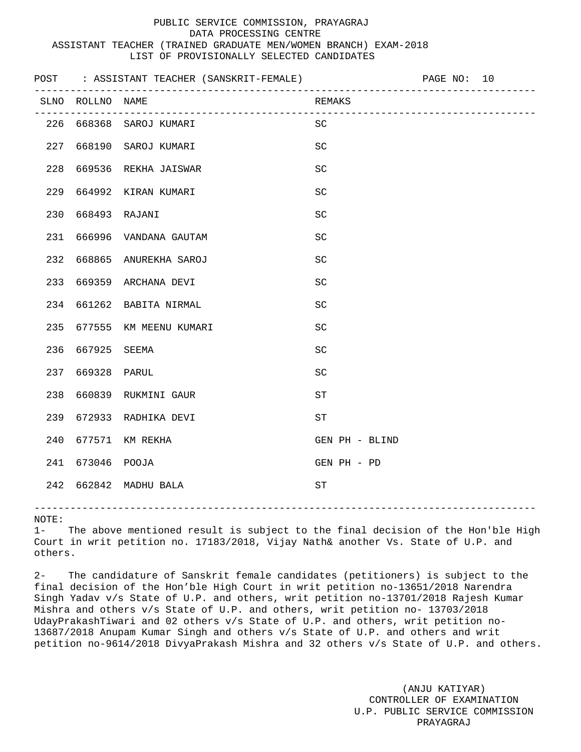PUBLIC SERVICE COMMISSION, PRAYAGRAJ
DATA PROCESSING CENTRE
ASSISTANT TEACHER (TRAINED GRADUATE MEN/WOMEN BRANCH) EXAM-2018
LIST OF PROVISIONALLY SELECTED CANDIDATES

POST : ASSISTANT TEACHER (SANSKRIT-FEMALE)

| SLNO | ROLLNO | NAME | REMAKS |
|---|---|---|---|
| 226 | 668368 | SAROJ KUMARI | SC |
| 227 | 668190 | SAROJ KUMARI | SC |
| 228 | 669536 | REKHA JAISWAR | SC |
| 229 | 664992 | KIRAN KUMARI | SC |
| 230 | 668493 | RAJANI | SC |
| 231 | 666996 | VANDANA GAUTAM | SC |
| 232 | 668865 | ANUREKHA SAROJ | SC |
| 233 | 669359 | ARCHANA DEVI | SC |
| 234 | 661262 | BABITA NIRMAL | SC |
| 235 | 677555 | KM MEENU KUMARI | SC |
| 236 | 667925 | SEEMA | SC |
| 237 | 669328 | PARUL | SC |
| 238 | 660839 | RUKMINI GAUR | ST |
| 239 | 672933 | RADHIKA DEVI | ST |
| 240 | 677571 | KM REKHA | GEN PH - BLIND |
| 241 | 673046 | POOJA | GEN PH - PD |
| 242 | 662842 | MADHU BALA | ST |

NOTE:

1- The above mentioned result is subject to the final decision of the Hon'ble High Court in writ petition no. 17183/2018, Vijay Nath& another Vs. State of U.P. and others.

2- The candidature of Sanskrit female candidates (petitioners) is subject to the final decision of the Hon'ble High Court in writ petition no-13651/2018 Narendra Singh Yadav v/s State of U.P. and others, writ petition no-13701/2018 Rajesh Kumar Mishra and others v/s State of U.P. and others, writ petition no- 13703/2018 UdayPrakashTiwari and 02 others v/s State of U.P. and others, writ petition no-13687/2018 Anupam Kumar Singh and others v/s State of U.P. and others and writ petition no-9614/2018 DivyaPrakash Mishra and 32 others v/s State of U.P. and others.

(ANJU KATIYAR)
CONTROLLER OF EXAMINATION
U.P. PUBLIC SERVICE COMMISSION
PRAYAGRAJ